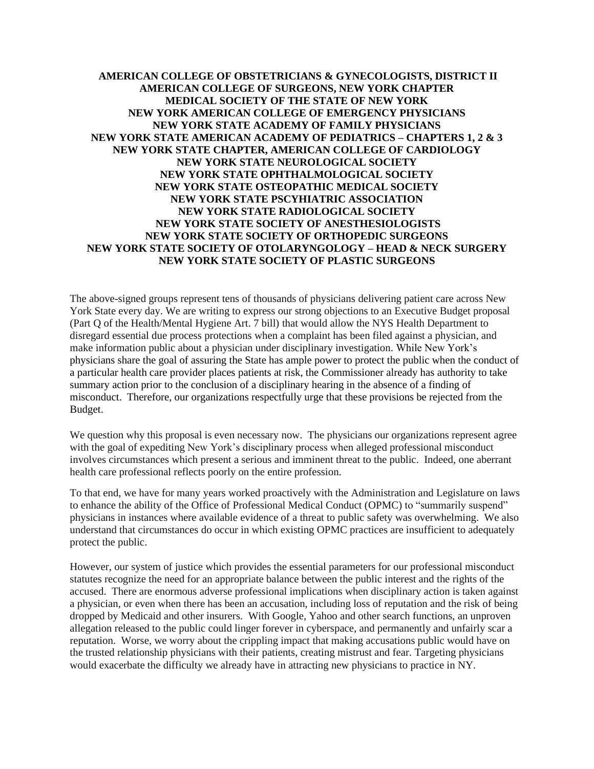**AMERICAN COLLEGE OF OBSTETRICIANS & GYNECOLOGISTS, DISTRICT II**
**AMERICAN COLLEGE OF SURGEONS, NEW YORK CHAPTER**
**MEDICAL SOCIETY OF THE STATE OF NEW YORK**
**NEW YORK AMERICAN COLLEGE OF EMERGENCY PHYSICIANS**
**NEW YORK STATE ACADEMY OF FAMILY PHYSICIANS**
**NEW YORK STATE AMERICAN ACADEMY OF PEDIATRICS – CHAPTERS 1, 2 & 3**
**NEW YORK STATE CHAPTER, AMERICAN COLLEGE OF CARDIOLOGY**
**NEW YORK STATE NEUROLOGICAL SOCIETY**
**NEW YORK STATE OPHTHALMOLOGICAL SOCIETY**
**NEW YORK STATE OSTEOPATHIC MEDICAL SOCIETY**
**NEW YORK STATE PSCYHIATRIC ASSOCIATION**
**NEW YORK STATE RADIOLOGICAL SOCIETY**
**NEW YORK STATE SOCIETY OF ANESTHESIOLOGISTS**
**NEW YORK STATE SOCIETY OF ORTHOPEDIC SURGEONS**
**NEW YORK STATE SOCIETY OF OTOLARYNGOLOGY – HEAD & NECK SURGERY**
**NEW YORK STATE SOCIETY OF PLASTIC SURGEONS**

The above-signed groups represent tens of thousands of physicians delivering patient care across New York State every day. We are writing to express our strong objections to an Executive Budget proposal (Part Q of the Health/Mental Hygiene Art. 7 bill) that would allow the NYS Health Department to disregard essential due process protections when a complaint has been filed against a physician, and make information public about a physician under disciplinary investigation. While New York's physicians share the goal of assuring the State has ample power to protect the public when the conduct of a particular health care provider places patients at risk, the Commissioner already has authority to take summary action prior to the conclusion of a disciplinary hearing in the absence of a finding of misconduct. Therefore, our organizations respectfully urge that these provisions be rejected from the Budget.

We question why this proposal is even necessary now. The physicians our organizations represent agree with the goal of expediting New York's disciplinary process when alleged professional misconduct involves circumstances which present a serious and imminent threat to the public. Indeed, one aberrant health care professional reflects poorly on the entire profession.

To that end, we have for many years worked proactively with the Administration and Legislature on laws to enhance the ability of the Office of Professional Medical Conduct (OPMC) to "summarily suspend" physicians in instances where available evidence of a threat to public safety was overwhelming. We also understand that circumstances do occur in which existing OPMC practices are insufficient to adequately protect the public.

However, our system of justice which provides the essential parameters for our professional misconduct statutes recognize the need for an appropriate balance between the public interest and the rights of the accused. There are enormous adverse professional implications when disciplinary action is taken against a physician, or even when there has been an accusation, including loss of reputation and the risk of being dropped by Medicaid and other insurers. With Google, Yahoo and other search functions, an unproven allegation released to the public could linger forever in cyberspace, and permanently and unfairly scar a reputation. Worse, we worry about the crippling impact that making accusations public would have on the trusted relationship physicians with their patients, creating mistrust and fear. Targeting physicians would exacerbate the difficulty we already have in attracting new physicians to practice in NY.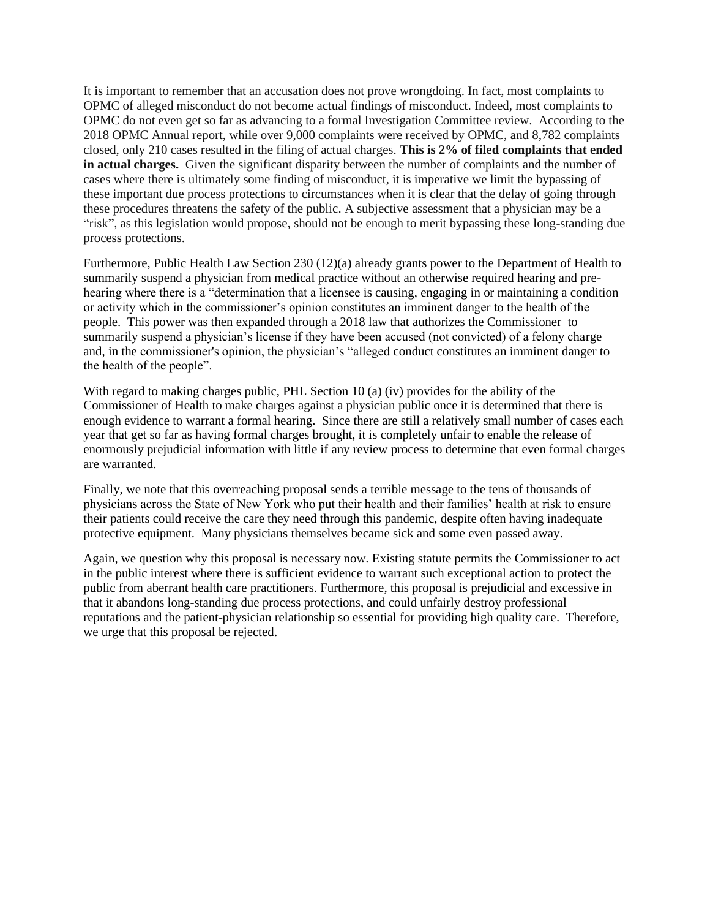It is important to remember that an accusation does not prove wrongdoing. In fact, most complaints to OPMC of alleged misconduct do not become actual findings of misconduct. Indeed, most complaints to OPMC do not even get so far as advancing to a formal Investigation Committee review. According to the 2018 OPMC Annual report, while over 9,000 complaints were received by OPMC, and 8,782 complaints closed, only 210 cases resulted in the filing of actual charges. **This is 2% of filed complaints that ended in actual charges.** Given the significant disparity between the number of complaints and the number of cases where there is ultimately some finding of misconduct, it is imperative we limit the bypassing of these important due process protections to circumstances when it is clear that the delay of going through these procedures threatens the safety of the public. A subjective assessment that a physician may be a "risk", as this legislation would propose, should not be enough to merit bypassing these long-standing due process protections.

Furthermore, Public Health Law Section 230 (12)(a) already grants power to the Department of Health to summarily suspend a physician from medical practice without an otherwise required hearing and pre-hearing where there is a "determination that a licensee is causing, engaging in or maintaining a condition or activity which in the commissioner's opinion constitutes an imminent danger to the health of the people. This power was then expanded through a 2018 law that authorizes the Commissioner to summarily suspend a physician's license if they have been accused (not convicted) of a felony charge and, in the commissioner's opinion, the physician's "alleged conduct constitutes an imminent danger to the health of the people".

With regard to making charges public, PHL Section 10 (a) (iv) provides for the ability of the Commissioner of Health to make charges against a physician public once it is determined that there is enough evidence to warrant a formal hearing. Since there are still a relatively small number of cases each year that get so far as having formal charges brought, it is completely unfair to enable the release of enormously prejudicial information with little if any review process to determine that even formal charges are warranted.

Finally, we note that this overreaching proposal sends a terrible message to the tens of thousands of physicians across the State of New York who put their health and their families' health at risk to ensure their patients could receive the care they need through this pandemic, despite often having inadequate protective equipment. Many physicians themselves became sick and some even passed away.

Again, we question why this proposal is necessary now. Existing statute permits the Commissioner to act in the public interest where there is sufficient evidence to warrant such exceptional action to protect the public from aberrant health care practitioners. Furthermore, this proposal is prejudicial and excessive in that it abandons long-standing due process protections, and could unfairly destroy professional reputations and the patient-physician relationship so essential for providing high quality care. Therefore, we urge that this proposal be rejected.